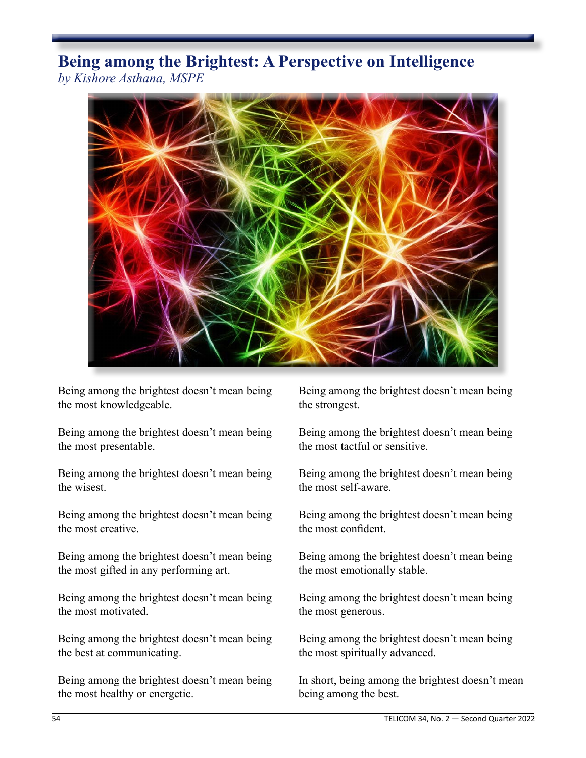# Being among the Brightest: A Perspective on Intelligence

*by Kishore Asthana, MSPE*

Being among the brightest doesn't mean being the most knowledgeable.

Being among the brightest doesn't mean being the most presentable.

Being among the brightest doesn't mean being the wisest.

Being among the brightest doesn't mean being the most creative.

Being among the brightest doesn't mean being the most gifted in any performing art.

Being among the brightest doesn't mean being the most motivated.

Being among the brightest doesn't mean being the best at communicating.

Being among the brightest doesn't mean being the most healthy or energetic.

Being among the brightest doesn't mean being the strongest.

Being among the brightest doesn't mean being the most tactful or sensitive.

Being among the brightest doesn't mean being the most self-aware.

Being among the brightest doesn't mean being the most confident.

Being among the brightest doesn't mean being the most emotionally stable.

Being among the brightest doesn't mean being the most generous.

Being among the brightest doesn't mean being the most spiritually advanced.

In short, being among the brightest doesn't mean being among the best.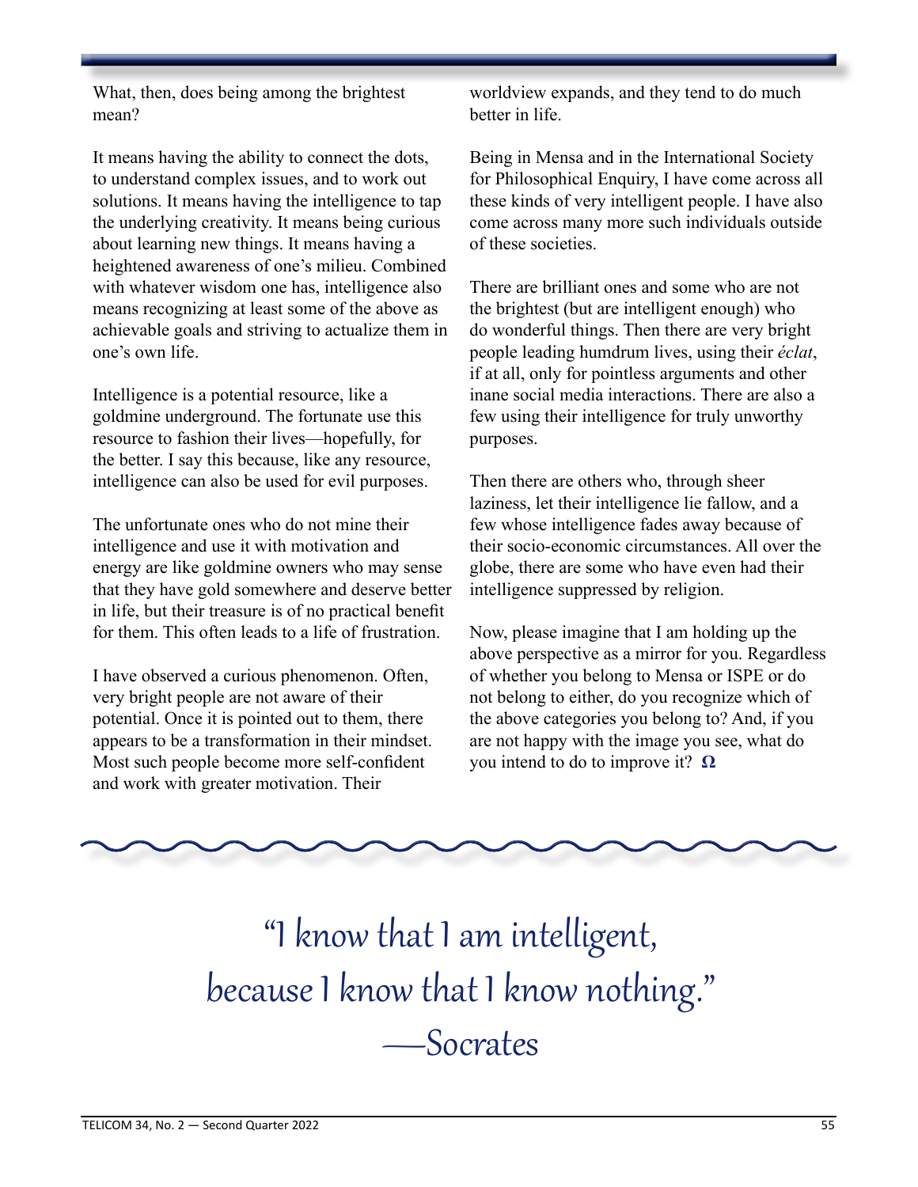What, then, does being among the brightest mean?

It means having the ability to connect the dots, to understand complex issues, and to work out solutions. It means having the intelligence to tap the underlying creativity. It means being curious about learning new things. It means having a heightened awareness of one's milieu. Combined with whatever wisdom one has, intelligence also means recognizing at least some of the above as achievable goals and striving to actualize them in one's own life.

Intelligence is a potential resource, like a goldmine underground. The fortunate use this resource to fashion their lives—hopefully, for the better. I say this because, like any resource, intelligence can also be used for evil purposes.

The unfortunate ones who do not mine their intelligence and use it with motivation and energy are like goldmine owners who may sense that they have gold somewhere and deserve better in life, but their treasure is of no practical benefit for them. This often leads to a life of frustration.

I have observed a curious phenomenon. Often, very bright people are not aware of their potential. Once it is pointed out to them, there appears to be a transformation in their mindset. Most such people become more self-confident and work with greater motivation. Their worldview expands, and they tend to do much better in life.

Being in Mensa and in the International Society for Philosophical Enquiry, I have come across all these kinds of very intelligent people. I have also come across many more such individuals outside of these societies.

There are brilliant ones and some who are not the brightest (but are intelligent enough) who do wonderful things. Then there are very bright people leading humdrum lives, using their *éclat*, if at all, only for pointless arguments and other inane social media interactions. There are also a few using their intelligence for truly unworthy purposes.

Then there are others who, through sheer laziness, let their intelligence lie fallow, and a few whose intelligence fades away because of their socio-economic circumstances. All over the globe, there are some who have even had their intelligence suppressed by religion.

Now, please imagine that I am holding up the above perspective as a mirror for you. Regardless of whether you belong to Mensa or ISPE or do not belong to either, do you recognize which of the above categories you belong to? And, if you are not happy with the image you see, what do you intend to do to improve it? **Ω**

---

*"I know that I am intelligent,*
*because I know that I know nothing."*
*—Socrates*